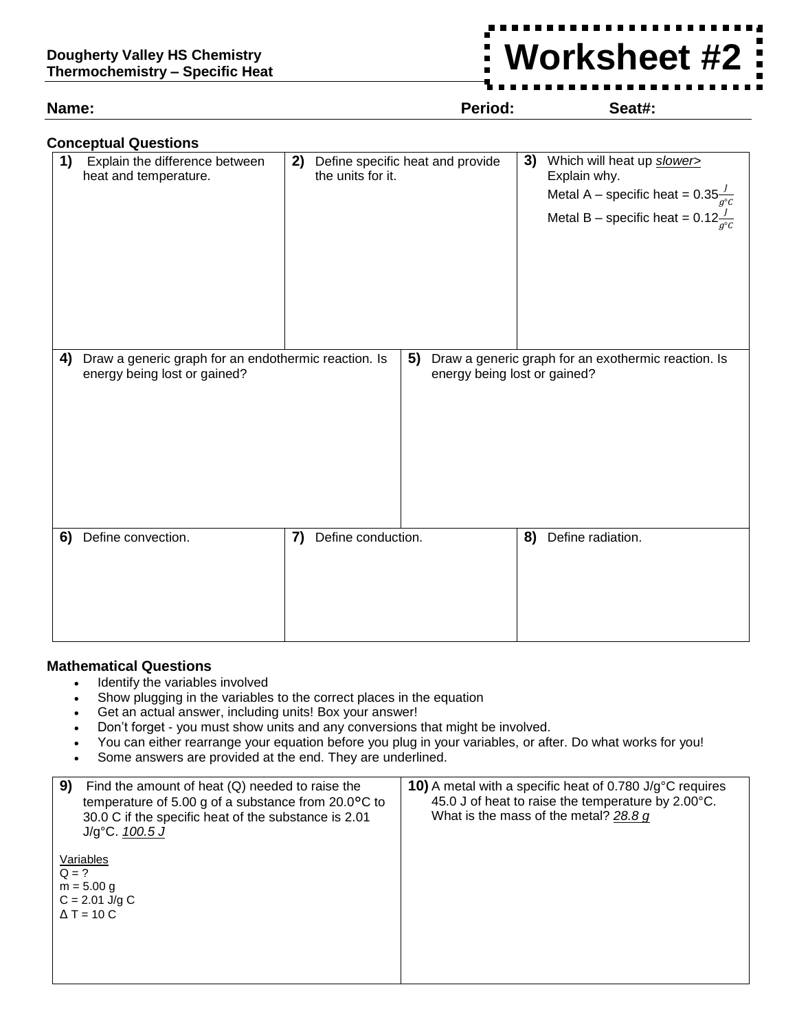**Dougherty Valley HS Chemistry**
**Thermochemistry – Specific Heat**

# Worksheet #2

**Name:** **Period:** **Seat#:**

### Conceptual Questions

**1)** Explain the difference between heat and temperature.

**2)** Define specific heat and provide the units for it.

**3)** Which will heat up *slower>* Explain why.

Metal A – specific heat = $0.35\frac{J}{g°C}$

Metal B – specific heat = $0.12\frac{J}{g°C}$

**4)** Draw a generic graph for an endothermic reaction. Is energy being lost or gained?

**5)** Draw a generic graph for an exothermic reaction. Is energy being lost or gained?

**6)** Define convection.

**7)** Define conduction.

**8)** Define radiation.

### Mathematical Questions

- Identify the variables involved
- Show plugging in the variables to the correct places in the equation
- Get an actual answer, including units! Box your answer!
- Don't forget - you must show units and any conversions that might be involved.
- You can either rearrange your equation before you plug in your variables, or after. Do what works for you!
- Some answers are provided at the end. They are underlined.

**9)** Find the amount of heat (Q) needed to raise the temperature of 5.00 g of a substance from 20.0°C to 30.0 C if the specific heat of the substance is 2.01 J/g°C. *100.5 J*

Variables
Q = ?
m = 5.00 g
C = 2.01 J/g C
$\Delta$ T = 10 C

**10)** A metal with a specific heat of 0.780 J/g°C requires 45.0 J of heat to raise the temperature by 2.00°C. What is the mass of the metal? *28.8 g*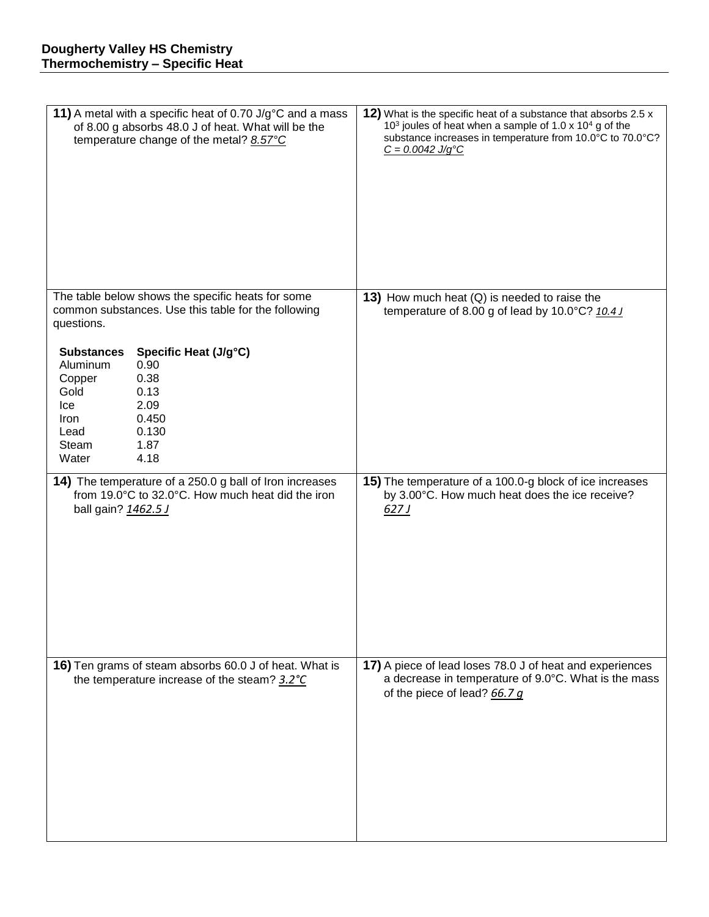**Dougherty Valley HS Chemistry**
**Thermochemistry – Specific Heat**

**11)** A metal with a specific heat of 0.70 J/g°C and a mass of 8.00 g absorbs 48.0 J of heat. What will be the temperature change of the metal? *8.57°C*

**12)** What is the specific heat of a substance that absorbs 2.5 x $10^3$ joules of heat when a sample of 1.0 x $10^4$ g of the substance increases in temperature from 10.0°C to 70.0°C? *C = 0.0042 J/g°C*

The table below shows the specific heats for some common substances. Use this table for the following questions.

| Substances | Specific Heat (J/g°C) |
|---|---|
| Aluminum | 0.90 |
| Copper | 0.38 |
| Gold | 0.13 |
| Ice | 2.09 |
| Iron | 0.450 |
| Lead | 0.130 |
| Steam | 1.87 |
| Water | 4.18 |

**13)** How much heat (Q) is needed to raise the temperature of 8.00 g of lead by 10.0°C? *10.4 J*

**14)** The temperature of a 250.0 g ball of Iron increases from 19.0°C to 32.0°C. How much heat did the iron ball gain? *1462.5 J*

**15)** The temperature of a 100.0-g block of ice increases by 3.00°C. How much heat does the ice receive? *627 J*

**16)** Ten grams of steam absorbs 60.0 J of heat. What is the temperature increase of the steam? *3.2°C*

**17)** A piece of lead loses 78.0 J of heat and experiences a decrease in temperature of 9.0°C. What is the mass of the piece of lead? *66.7 g*